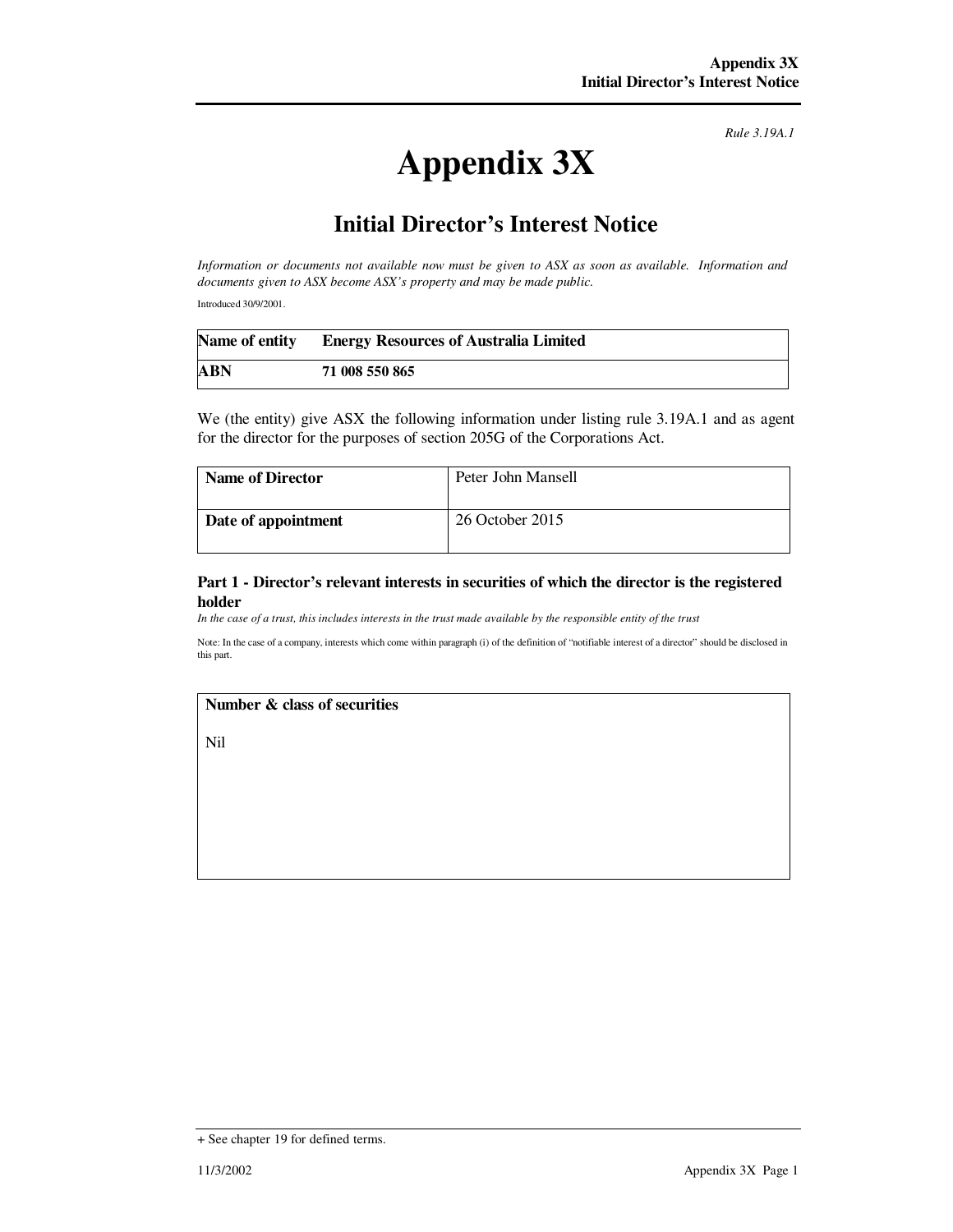*Rule 3.19A.1*

# Appendix 3X

## Initial Director's Interest Notice

*Information or documents not available now must be given to ASX as soon as available. Information and documents given to ASX become ASX's property and may be made public.*

Introduced 30/9/2001.

| **Name of entity** | **Energy Resources of Australia Limited** |
|---|---|
| **ABN** | **71 008 550 865** |

We (the entity) give ASX the following information under listing rule 3.19A.1 and as agent for the director for the purposes of section 205G of the Corporations Act.

| **Name of Director** | Peter John Mansell |
|---|---|
| **Date of appointment** | 26 October 2015 |

### Part 1 - Director's relevant interests in securities of which the director is the registered holder

*In the case of a trust, this includes interests in the trust made available by the responsible entity of the trust*

Note: In the case of a company, interests which come within paragraph (i) of the definition of "notifiable interest of a director" should be disclosed in this part.

| **Number & class of securities** |
|---|
| Nil |

+ See chapter 19 for defined terms.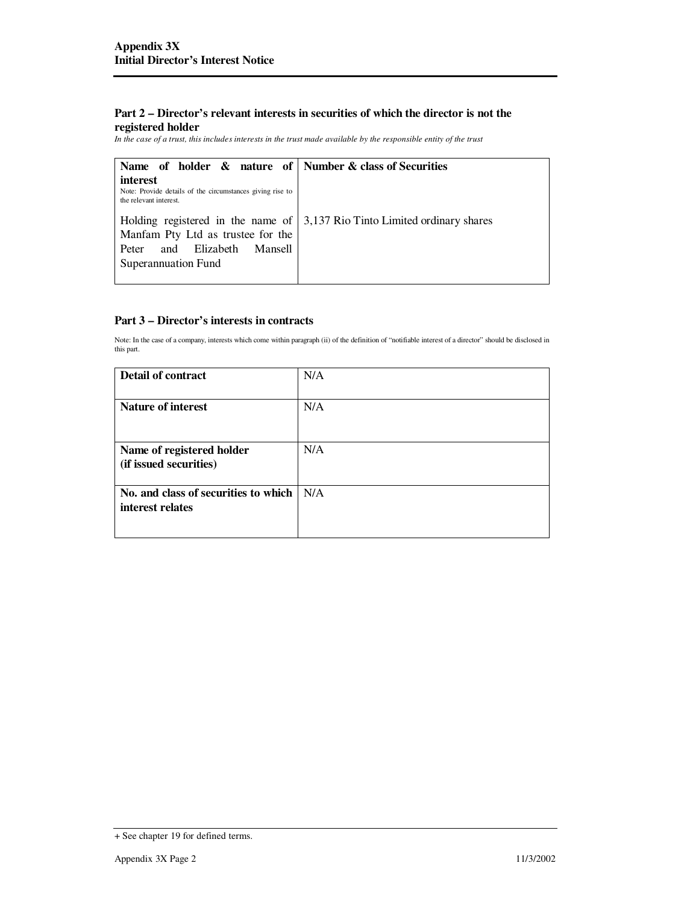## Part 2 – Director's relevant interests in securities of which the director is not the registered holder

*In the case of a trust, this includes interests in the trust made available by the responsible entity of the trust*

| **Name of holder & nature of interest** Note: Provide details of the circumstances giving rise to the relevant interest. | **Number & class of Securities** |
|---|---|
| Holding registered in the name of Manfam Pty Ltd as trustee for the Peter and Elizabeth Mansell Superannuation Fund | 3,137 Rio Tinto Limited ordinary shares |

## Part 3 – Director's interests in contracts

Note: In the case of a company, interests which come within paragraph (ii) of the definition of "notifiable interest of a director" should be disclosed in this part.

| | |
|---|---|
| **Detail of contract** | N/A |
| **Nature of interest** | N/A |
| **Name of registered holder (if issued securities)** | N/A |
| **No. and class of securities to which interest relates** | N/A |

+ See chapter 19 for defined terms.